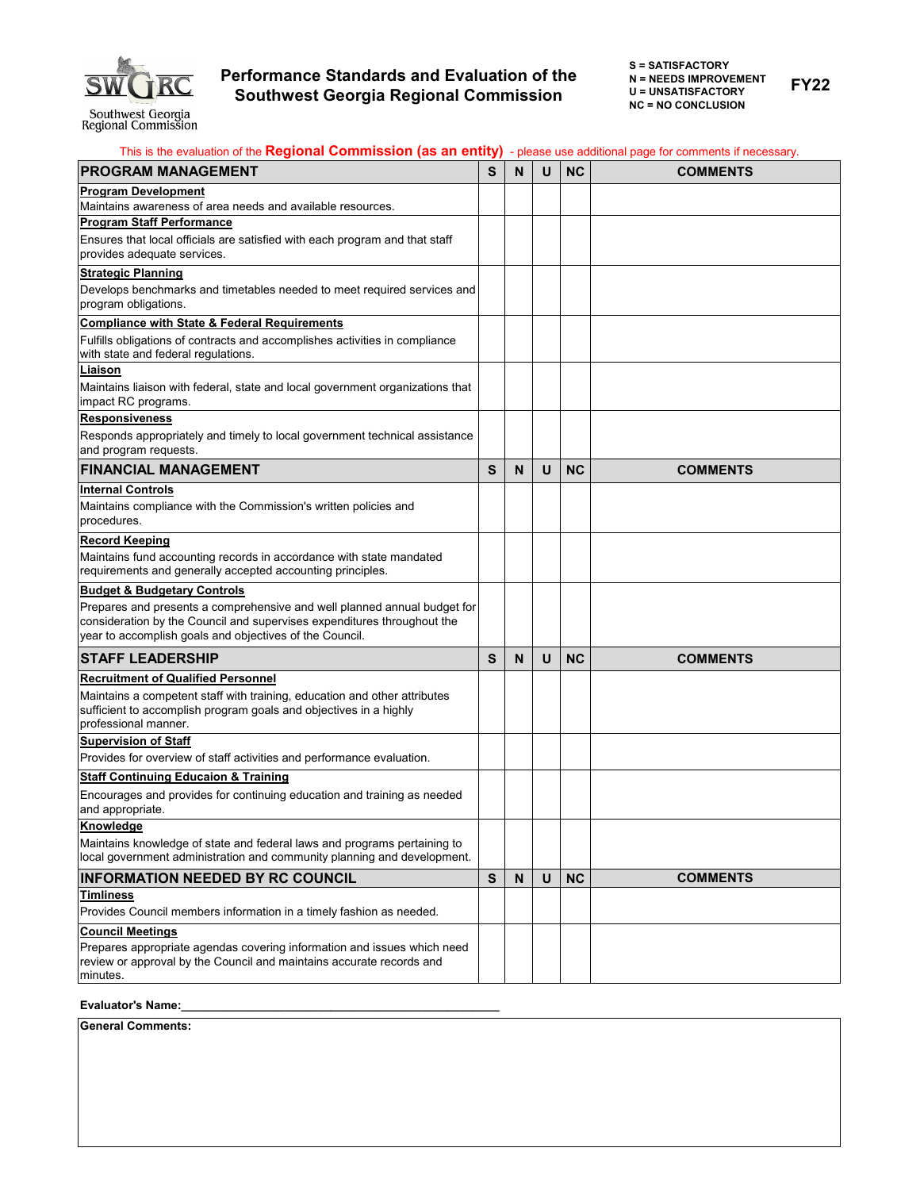Southwest Georgia Regional Commission

# Performance Standards and Evaluation of the Southwest Georgia Regional Commission

**S = SATISFACTORY**
**N = NEEDS IMPROVEMENT**
**U = UNSATISFACTORY**
**NC = NO CONCLUSION**

**FY22**

This is the evaluation of the **Regional Commission (as an entity)** - please use additional page for comments if necessary.

| PROGRAM MANAGEMENT | S | N | U | NC | COMMENTS |
|---|---|---|---|---|---|
| **Program Development**<br>Maintains awareness of area needs and available resources. | | | | | |
| **Program Staff Performance**<br>Ensures that local officials are satisfied with each program and that staff provides adequate services. | | | | | |
| **Strategic Planning**<br>Develops benchmarks and timetables needed to meet required services and program obligations. | | | | | |
| **Compliance with State & Federal Requirements**<br>Fulfills obligations of contracts and accomplishes activities in compliance with state and federal regulations. | | | | | |
| **Liaison**<br>Maintains liaison with federal, state and local government organizations that impact RC programs. | | | | | |
| **Responsiveness**<br>Responds appropriately and timely to local government technical assistance and program requests. | | | | | |
| **FINANCIAL MANAGEMENT** | **S** | **N** | **U** | **NC** | **COMMENTS** |
| **Internal Controls**<br>Maintains compliance with the Commission's written policies and procedures. | | | | | |
| **Record Keeping**<br>Maintains fund accounting records in accordance with state mandated requirements and generally accepted accounting principles. | | | | | |
| **Budget & Budgetary Controls**<br>Prepares and presents a comprehensive and well planned annual budget for consideration by the Council and supervises expenditures throughout the year to accomplish goals and objectives of the Council. | | | | | |
| **STAFF LEADERSHIP** | **S** | **N** | **U** | **NC** | **COMMENTS** |
| **Recruitment of Qualified Personnel**<br>Maintains a competent staff with training, education and other attributes sufficient to accomplish program goals and objectives in a highly professional manner. | | | | | |
| **Supervision of Staff**<br>Provides for overview of staff activities and performance evaluation. | | | | | |
| **Staff Continuing Educaion & Training**<br>Encourages and provides for continuing education and training as needed and appropriate. | | | | | |
| **Knowledge**<br>Maintains knowledge of state and federal laws and programs pertaining to local government administration and community planning and development. | | | | | |
| **INFORMATION NEEDED BY RC COUNCIL** | **S** | **N** | **U** | **NC** | **COMMENTS** |
| **Timliness**<br>Provides Council members information in a timely fashion as needed. | | | | | |
| **Council Meetings**<br>Prepares appropriate agendas covering information and issues which need review or approval by the Council and maintains accurate records and minutes. | | | | | |

**Evaluator's Name:**\_\_\_\_\_\_\_\_\_\_\_\_\_\_\_\_\_\_\_\_\_\_\_\_\_\_\_\_\_\_\_\_\_\_\_\_\_\_\_\_

**General Comments:**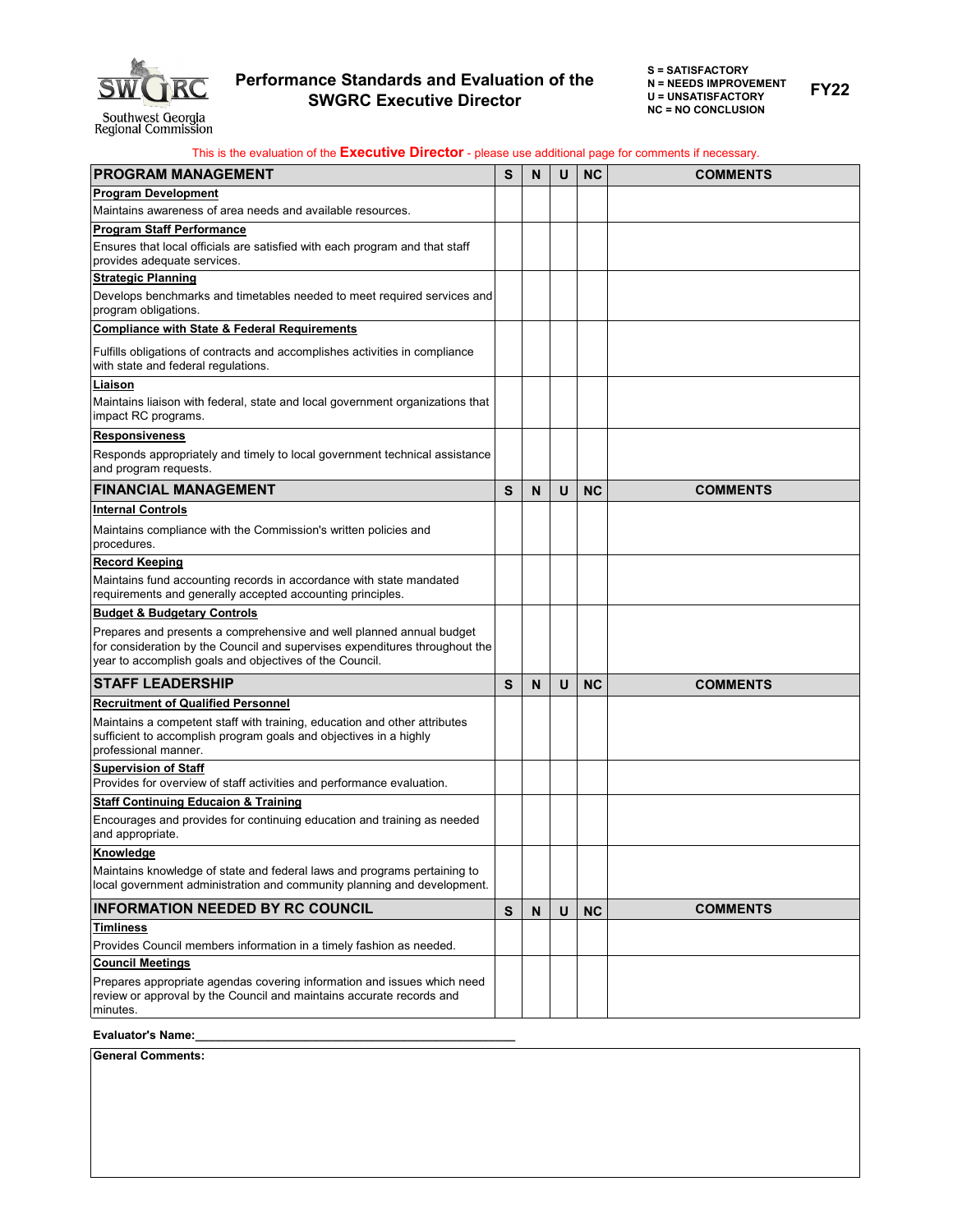Southwest Georgia Regional Commission

# Performance Standards and Evaluation of the SWGRC Executive Director

S = SATISFACTORY
N = NEEDS IMPROVEMENT
U = UNSATISFACTORY
NC = NO CONCLUSION

**FY22**

This is the evaluation of the **Executive Director** - please use additional page for comments if necessary.

| PROGRAM MANAGEMENT | S | N | U | NC | COMMENTS |
|---|---|---|---|---|---|
| **Program Development** Maintains awareness of area needs and available resources. | | | | | |
| **Program Staff Performance** Ensures that local officials are satisfied with each program and that staff provides adequate services. | | | | | |
| **Strategic Planning** Develops benchmarks and timetables needed to meet required services and program obligations. | | | | | |
| **Compliance with State & Federal Requirements** Fulfills obligations of contracts and accomplishes activities in compliance with state and federal regulations. | | | | | |
| **Liaison** Maintains liaison with federal, state and local government organizations that impact RC programs. | | | | | |
| **Responsiveness** Responds appropriately and timely to local government technical assistance and program requests. | | | | | |
| **FINANCIAL MANAGEMENT** | **S** | **N** | **U** | **NC** | **COMMENTS** |
| **Internal Controls** Maintains compliance with the Commission's written policies and procedures. | | | | | |
| **Record Keeping** Maintains fund accounting records in accordance with state mandated requirements and generally accepted accounting principles. | | | | | |
| **Budget & Budgetary Controls** Prepares and presents a comprehensive and well planned annual budget for consideration by the Council and supervises expenditures throughout the year to accomplish goals and objectives of the Council. | | | | | |
| **STAFF LEADERSHIP** | **S** | **N** | **U** | **NC** | **COMMENTS** |
| **Recruitment of Qualified Personnel** Maintains a competent staff with training, education and other attributes sufficient to accomplish program goals and objectives in a highly professional manner. | | | | | |
| **Supervision of Staff** Provides for overview of staff activities and performance evaluation. | | | | | |
| **Staff Continuing Educaion & Training** Encourages and provides for continuing education and training as needed and appropriate. | | | | | |
| **Knowledge** Maintains knowledge of state and federal laws and programs pertaining to local government administration and community planning and development. | | | | | |
| **INFORMATION NEEDED BY RC COUNCIL** | **S** | **N** | **U** | **NC** | **COMMENTS** |
| **Timliness** Provides Council members information in a timely fashion as needed. | | | | | |
| **Council Meetings** Prepares appropriate agendas covering information and issues which need review or approval by the Council and maintains accurate records and minutes. | | | | | |

**Evaluator's Name:**\_\_\_\_\_\_\_\_\_\_\_\_\_\_\_\_\_\_\_\_\_\_\_\_\_\_\_\_\_\_\_\_\_\_\_\_\_\_\_\_\_\_\_\_

**General Comments:**